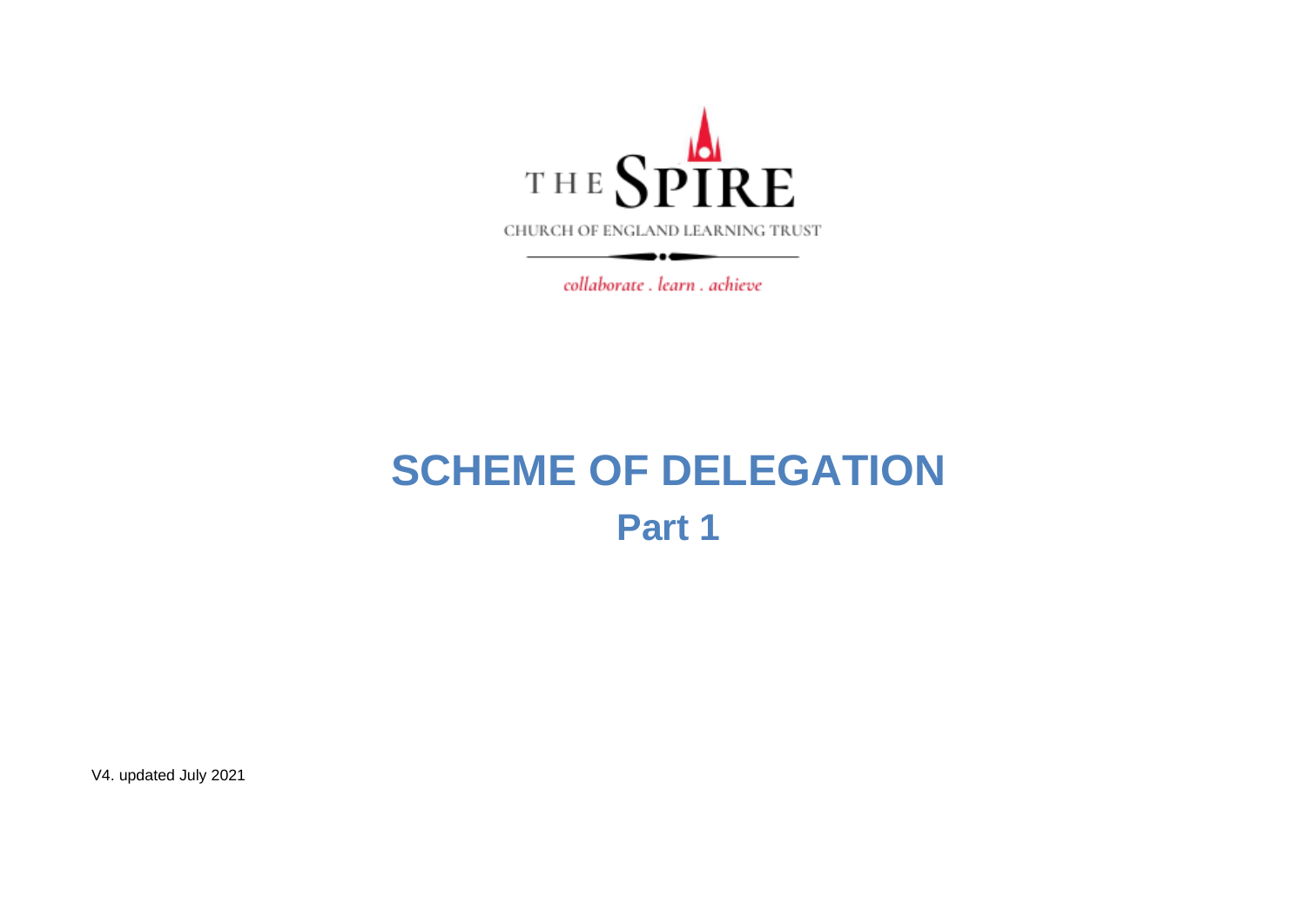THE SPIRE

CHURCH OF ENGLAND LEARNING TRUST

*collaborate . learn . achieve*

# SCHEME OF DELEGATION

## Part 1

V4. updated July 2021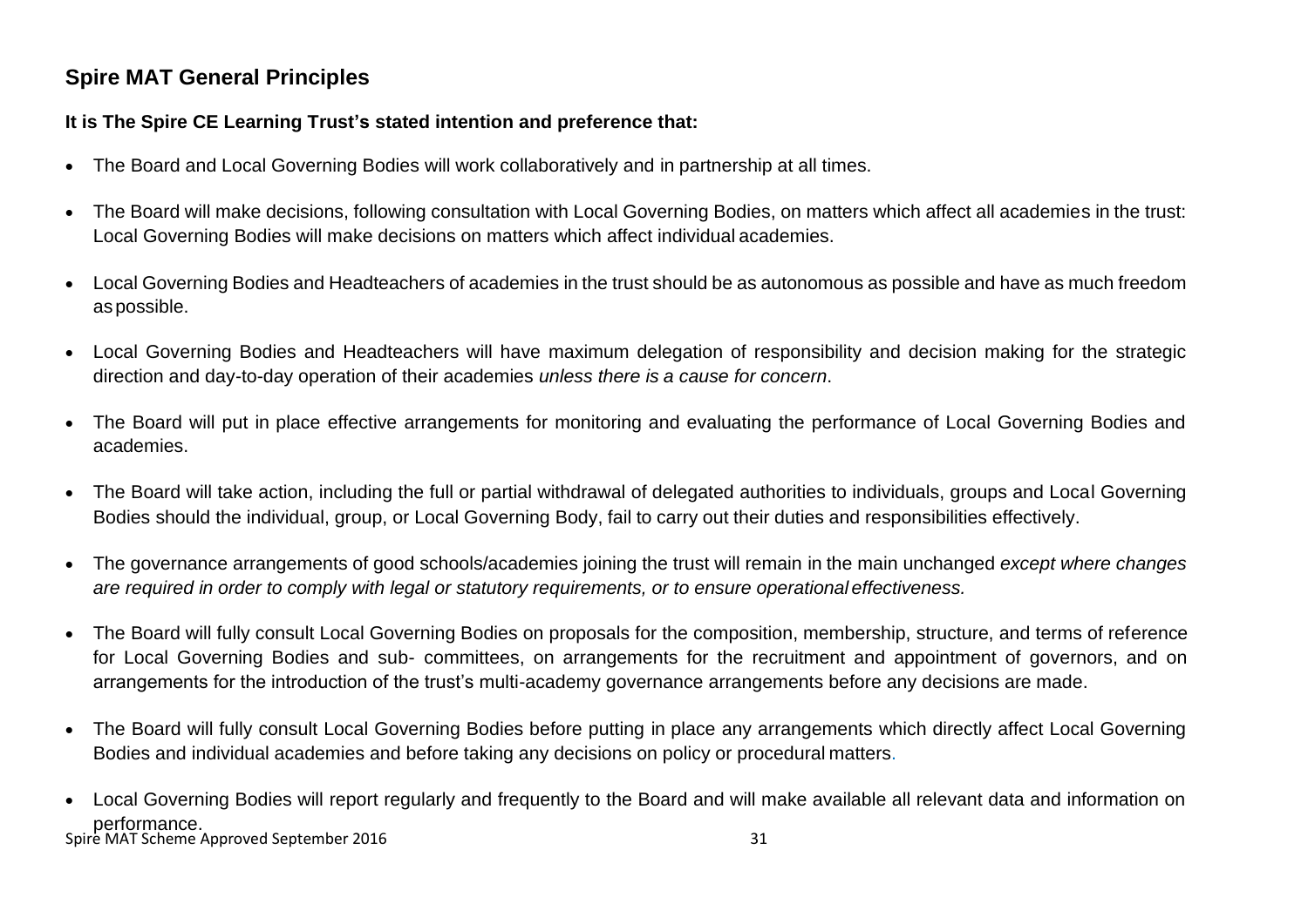## Spire MAT General Principles

**It is The Spire CE Learning Trust's stated intention and preference that:**

- The Board and Local Governing Bodies will work collaboratively and in partnership at all times.
- The Board will make decisions, following consultation with Local Governing Bodies, on matters which affect all academies in the trust: Local Governing Bodies will make decisions on matters which affect individual academies.
- Local Governing Bodies and Headteachers of academies in the trust should be as autonomous as possible and have as much freedom as possible.
- Local Governing Bodies and Headteachers will have maximum delegation of responsibility and decision making for the strategic direction and day-to-day operation of their academies *unless there is a cause for concern*.
- The Board will put in place effective arrangements for monitoring and evaluating the performance of Local Governing Bodies and academies.
- The Board will take action, including the full or partial withdrawal of delegated authorities to individuals, groups and Local Governing Bodies should the individual, group, or Local Governing Body, fail to carry out their duties and responsibilities effectively.
- The governance arrangements of good schools/academies joining the trust will remain in the main unchanged *except where changes are required in order to comply with legal or statutory requirements, or to ensure operational effectiveness.*
- The Board will fully consult Local Governing Bodies on proposals for the composition, membership, structure, and terms of reference for Local Governing Bodies and sub- committees, on arrangements for the recruitment and appointment of governors, and on arrangements for the introduction of the trust's multi-academy governance arrangements before any decisions are made.
- The Board will fully consult Local Governing Bodies before putting in place any arrangements which directly affect Local Governing Bodies and individual academies and before taking any decisions on policy or procedural matters.
- Local Governing Bodies will report regularly and frequently to the Board and will make available all relevant data and information on performance.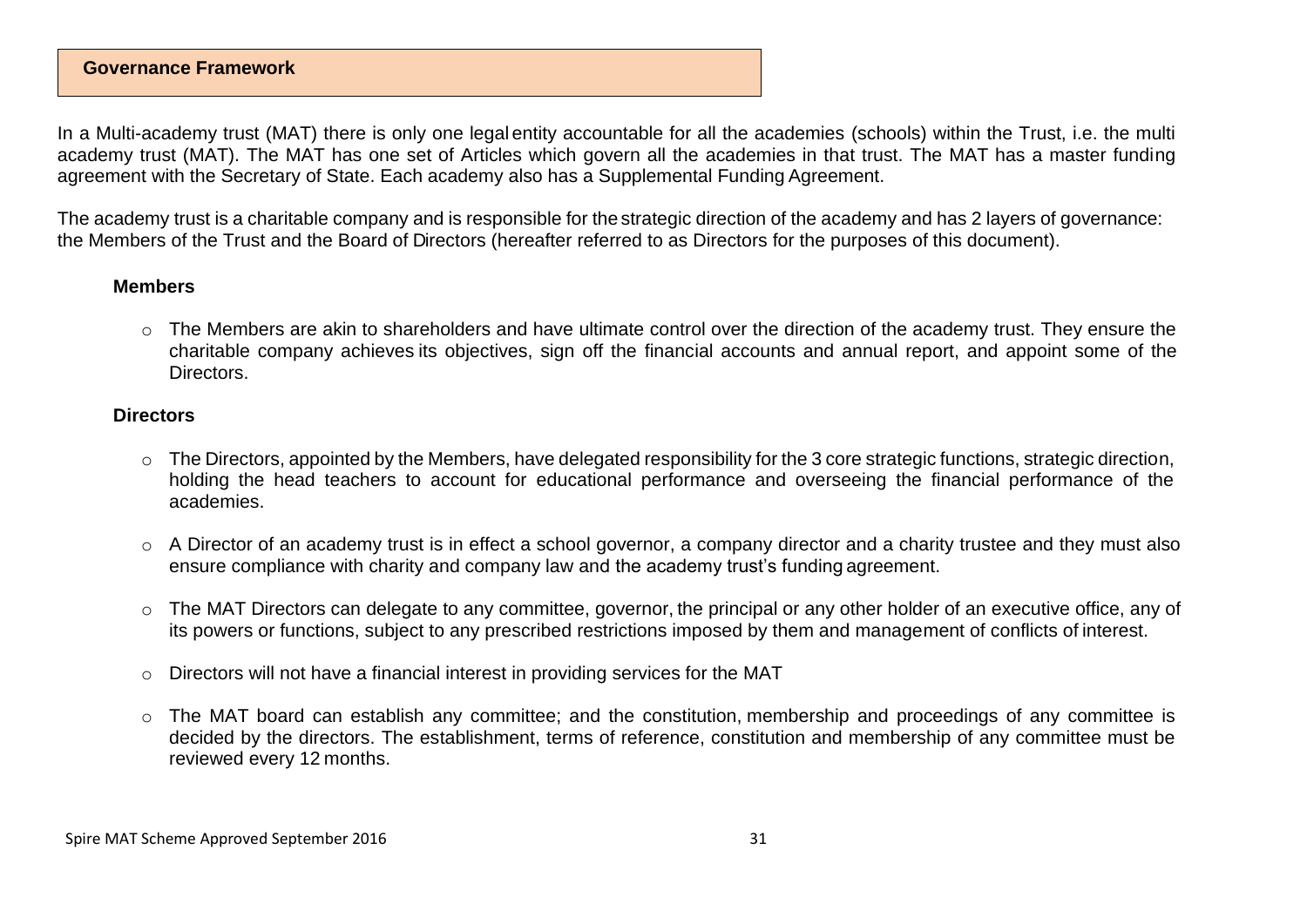## Governance Framework

In a Multi-academy trust (MAT) there is only one legal entity accountable for all the academies (schools) within the Trust, i.e. the multi academy trust (MAT). The MAT has one set of Articles which govern all the academies in that trust. The MAT has a master funding agreement with the Secretary of State. Each academy also has a Supplemental Funding Agreement.

The academy trust is a charitable company and is responsible for the strategic direction of the academy and has 2 layers of governance: the Members of the Trust and the Board of Directors (hereafter referred to as Directors for the purposes of this document).

### Members

- The Members are akin to shareholders and have ultimate control over the direction of the academy trust. They ensure the charitable company achieves its objectives, sign off the financial accounts and annual report, and appoint some of the Directors.

### Directors

- The Directors, appointed by the Members, have delegated responsibility for the 3 core strategic functions, strategic direction, holding the head teachers to account for educational performance and overseeing the financial performance of the academies.

- A Director of an academy trust is in effect a school governor, a company director and a charity trustee and they must also ensure compliance with charity and company law and the academy trust's funding agreement.

- The MAT Directors can delegate to any committee, governor, the principal or any other holder of an executive office, any of its powers or functions, subject to any prescribed restrictions imposed by them and management of conflicts of interest.

- Directors will not have a financial interest in providing services for the MAT

- The MAT board can establish any committee; and the constitution, membership and proceedings of any committee is decided by the directors. The establishment, terms of reference, constitution and membership of any committee must be reviewed every 12 months.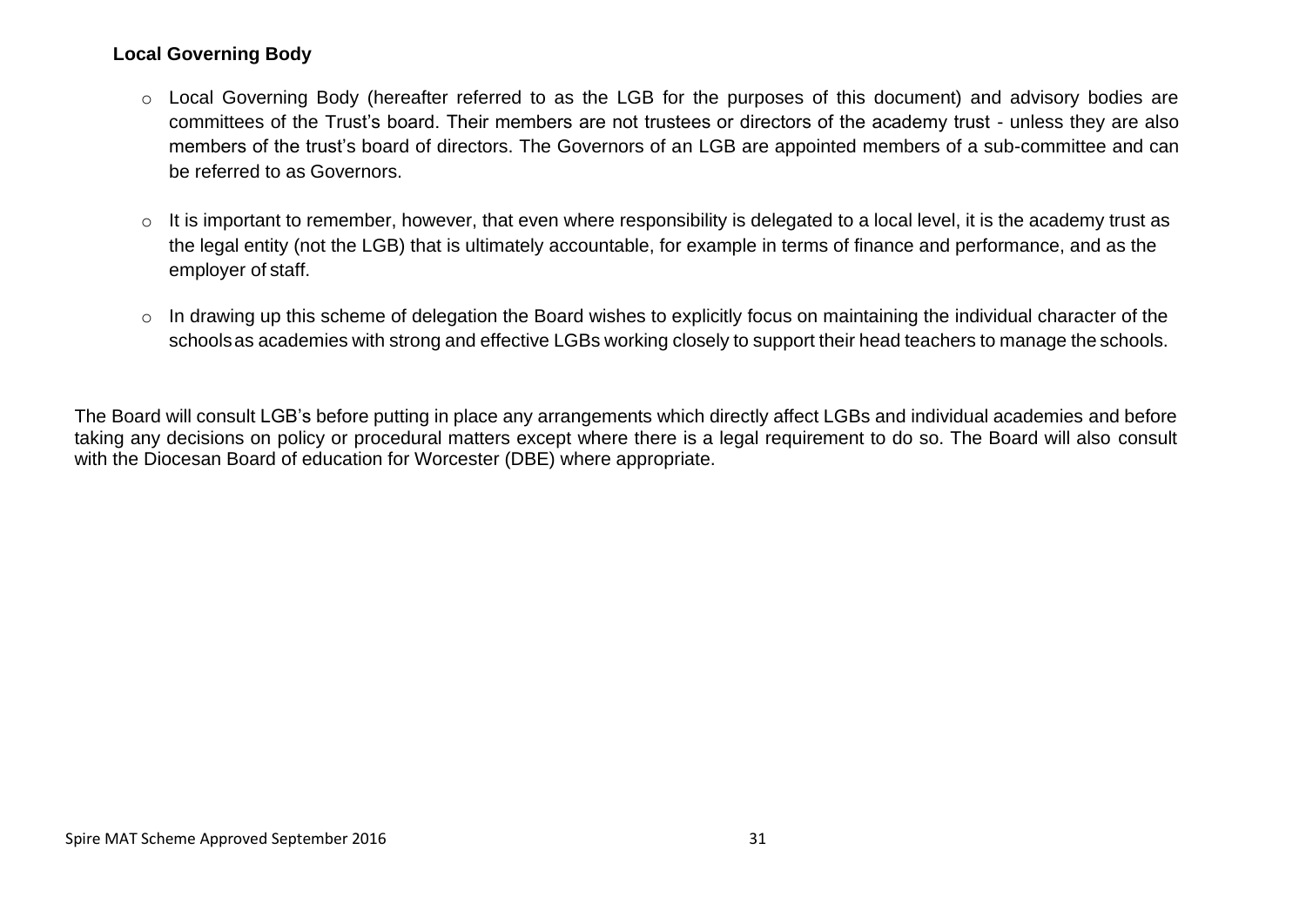**Local Governing Body**

- Local Governing Body (hereafter referred to as the LGB for the purposes of this document) and advisory bodies are committees of the Trust's board. Their members are not trustees or directors of the academy trust - unless they are also members of the trust's board of directors. The Governors of an LGB are appointed members of a sub-committee and can be referred to as Governors.
- It is important to remember, however, that even where responsibility is delegated to a local level, it is the academy trust as the legal entity (not the LGB) that is ultimately accountable, for example in terms of finance and performance, and as the employer of staff.
- In drawing up this scheme of delegation the Board wishes to explicitly focus on maintaining the individual character of the schools as academies with strong and effective LGBs working closely to support their head teachers to manage the schools.

The Board will consult LGB's before putting in place any arrangements which directly affect LGBs and individual academies and before taking any decisions on policy or procedural matters except where there is a legal requirement to do so. The Board will also consult with the Diocesan Board of education for Worcester (DBE) where appropriate.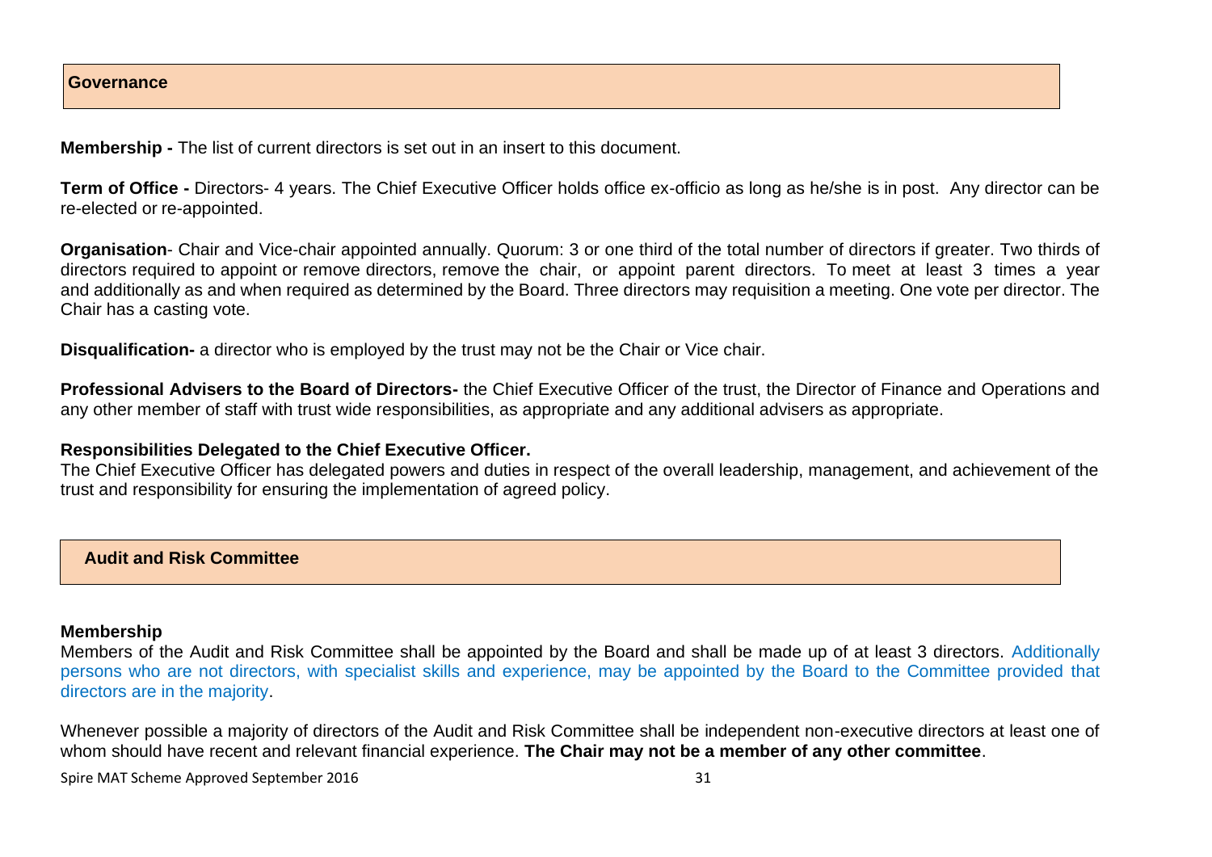## Governance

**Membership -** The list of current directors is set out in an insert to this document.

**Term of Office -** Directors- 4 years. The Chief Executive Officer holds office ex-officio as long as he/she is in post. Any director can be re-elected or re-appointed.

**Organisation**- Chair and Vice-chair appointed annually. Quorum: 3 or one third of the total number of directors if greater. Two thirds of directors required to appoint or remove directors, remove the chair, or appoint parent directors. To meet at least 3 times a year and additionally as and when required as determined by the Board. Three directors may requisition a meeting. One vote per director. The Chair has a casting vote.

**Disqualification-** a director who is employed by the trust may not be the Chair or Vice chair.

**Professional Advisers to the Board of Directors-** the Chief Executive Officer of the trust, the Director of Finance and Operations and any other member of staff with trust wide responsibilities, as appropriate and any additional advisers as appropriate.

**Responsibilities Delegated to the Chief Executive Officer.**

The Chief Executive Officer has delegated powers and duties in respect of the overall leadership, management, and achievement of the trust and responsibility for ensuring the implementation of agreed policy.

## Audit and Risk Committee

**Membership**

Members of the Audit and Risk Committee shall be appointed by the Board and shall be made up of at least 3 directors. Additionally persons who are not directors, with specialist skills and experience, may be appointed by the Board to the Committee provided that directors are in the majority.

Whenever possible a majority of directors of the Audit and Risk Committee shall be independent non-executive directors at least one of whom should have recent and relevant financial experience. **The Chair may not be a member of any other committee**.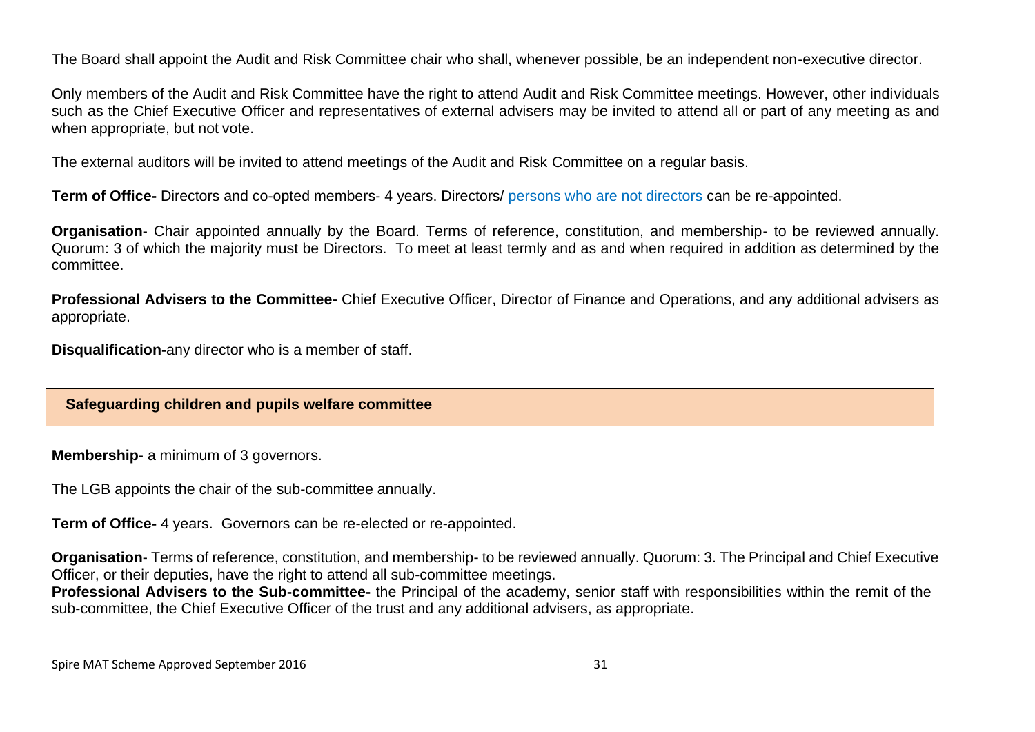The Board shall appoint the Audit and Risk Committee chair who shall, whenever possible, be an independent non-executive director.

Only members of the Audit and Risk Committee have the right to attend Audit and Risk Committee meetings. However, other individuals such as the Chief Executive Officer and representatives of external advisers may be invited to attend all or part of any meeting as and when appropriate, but not vote.

The external auditors will be invited to attend meetings of the Audit and Risk Committee on a regular basis.

**Term of Office-** Directors and co-opted members- 4 years. Directors/ persons who are not directors can be re-appointed.

**Organisation**- Chair appointed annually by the Board. Terms of reference, constitution, and membership- to be reviewed annually. Quorum: 3 of which the majority must be Directors. To meet at least termly and as and when required in addition as determined by the committee.

**Professional Advisers to the Committee-** Chief Executive Officer, Director of Finance and Operations, and any additional advisers as appropriate.

**Disqualification-**any director who is a member of staff.

## Safeguarding children and pupils welfare committee

**Membership**- a minimum of 3 governors.

The LGB appoints the chair of the sub-committee annually.

**Term of Office-** 4 years. Governors can be re-elected or re-appointed.

**Organisation**- Terms of reference, constitution, and membership- to be reviewed annually. Quorum: 3. The Principal and Chief Executive Officer, or their deputies, have the right to attend all sub-committee meetings.

**Professional Advisers to the Sub-committee-** the Principal of the academy, senior staff with responsibilities within the remit of the sub-committee, the Chief Executive Officer of the trust and any additional advisers, as appropriate.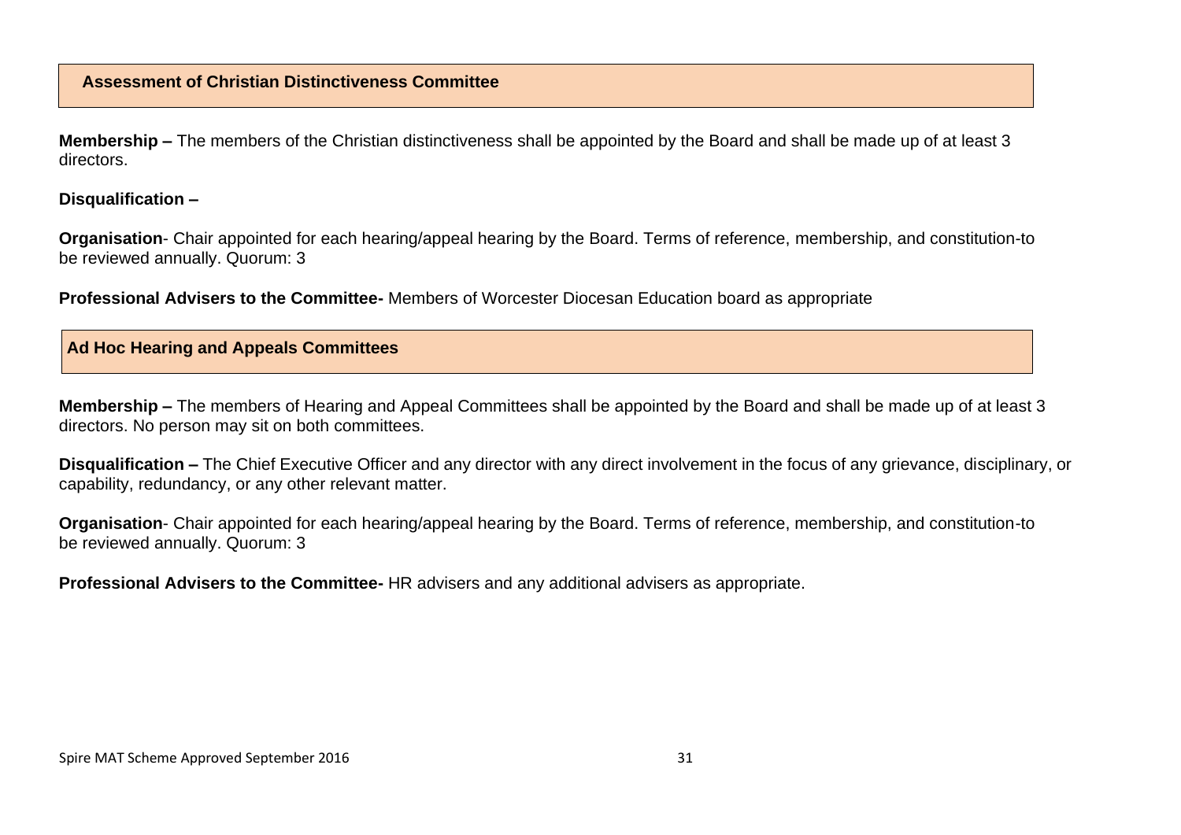## Assessment of Christian Distinctiveness Committee

**Membership –** The members of the Christian distinctiveness shall be appointed by the Board and shall be made up of at least 3 directors.

**Disqualification –**

**Organisation**- Chair appointed for each hearing/appeal hearing by the Board. Terms of reference, membership, and constitution-to be reviewed annually. Quorum: 3

**Professional Advisers to the Committee-** Members of Worcester Diocesan Education board as appropriate

## Ad Hoc Hearing and Appeals Committees

**Membership –** The members of Hearing and Appeal Committees shall be appointed by the Board and shall be made up of at least 3 directors. No person may sit on both committees.

**Disqualification –** The Chief Executive Officer and any director with any direct involvement in the focus of any grievance, disciplinary, or capability, redundancy, or any other relevant matter.

**Organisation**- Chair appointed for each hearing/appeal hearing by the Board. Terms of reference, membership, and constitution-to be reviewed annually. Quorum: 3

**Professional Advisers to the Committee-** HR advisers and any additional advisers as appropriate.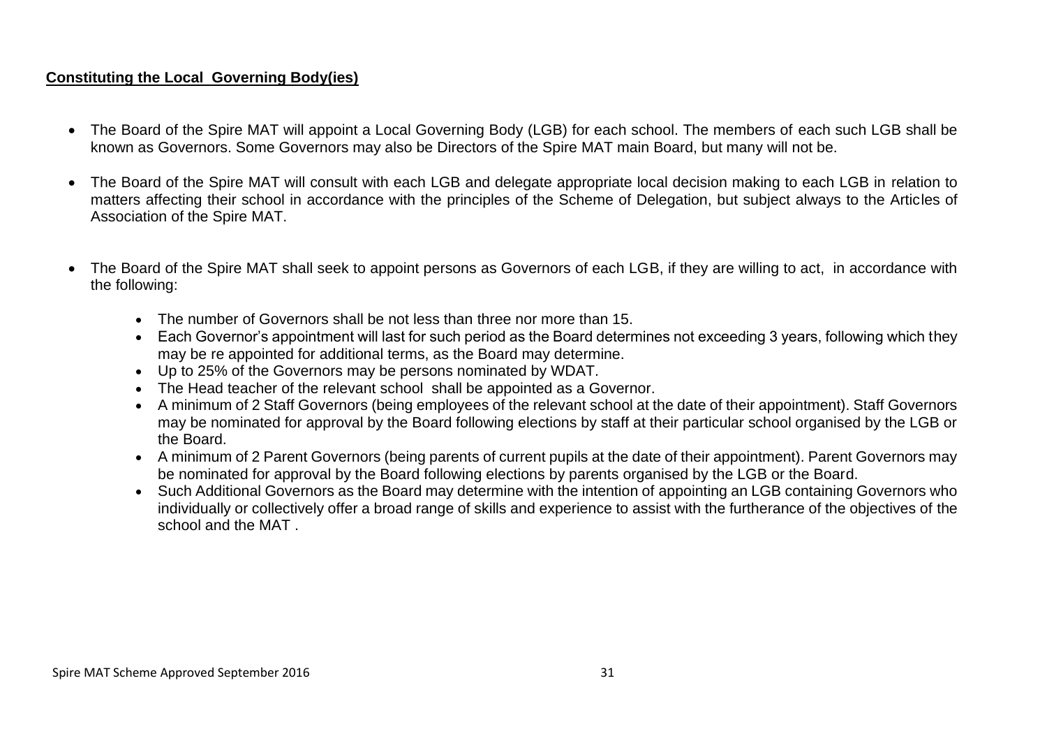## Constituting the Local Governing Body(ies)

- The Board of the Spire MAT will appoint a Local Governing Body (LGB) for each school. The members of each such LGB shall be known as Governors. Some Governors may also be Directors of the Spire MAT main Board, but many will not be.

- The Board of the Spire MAT will consult with each LGB and delegate appropriate local decision making to each LGB in relation to matters affecting their school in accordance with the principles of the Scheme of Delegation, but subject always to the Articles of Association of the Spire MAT.

- The Board of the Spire MAT shall seek to appoint persons as Governors of each LGB, if they are willing to act, in accordance with the following:

    - The number of Governors shall be not less than three nor more than 15.
    - Each Governor's appointment will last for such period as the Board determines not exceeding 3 years, following which they may be re appointed for additional terms, as the Board may determine.
    - Up to 25% of the Governors may be persons nominated by WDAT.
    - The Head teacher of the relevant school shall be appointed as a Governor.
    - A minimum of 2 Staff Governors (being employees of the relevant school at the date of their appointment). Staff Governors may be nominated for approval by the Board following elections by staff at their particular school organised by the LGB or the Board.
    - A minimum of 2 Parent Governors (being parents of current pupils at the date of their appointment). Parent Governors may be nominated for approval by the Board following elections by parents organised by the LGB or the Board.
    - Such Additional Governors as the Board may determine with the intention of appointing an LGB containing Governors who individually or collectively offer a broad range of skills and experience to assist with the furtherance of the objectives of the school and the MAT .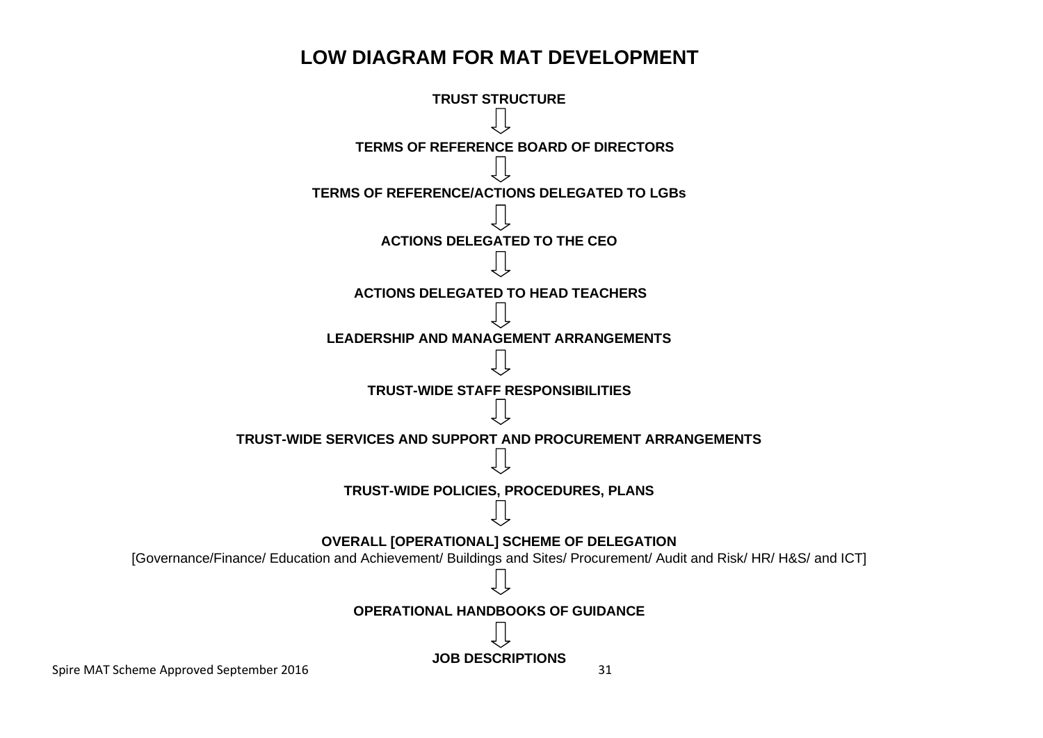# LOW DIAGRAM FOR MAT DEVELOPMENT

**TRUST STRUCTURE**

⇩

**TERMS OF REFERENCE BOARD OF DIRECTORS**

⇩

**TERMS OF REFERENCE/ACTIONS DELEGATED TO LGBs**

⇩

**ACTIONS DELEGATED TO THE CEO**

⇩

**ACTIONS DELEGATED TO HEAD TEACHERS**

⇩

**LEADERSHIP AND MANAGEMENT ARRANGEMENTS**

⇩

**TRUST-WIDE STAFF RESPONSIBILITIES**

⇩

**TRUST-WIDE SERVICES AND SUPPORT AND PROCUREMENT ARRANGEMENTS**

⇩

**TRUST-WIDE POLICIES, PROCEDURES, PLANS**

⇩

**OVERALL [OPERATIONAL] SCHEME OF DELEGATION**

[Governance/Finance/ Education and Achievement/ Buildings and Sites/ Procurement/ Audit and Risk/ HR/ H&S/ and ICT]

⇩

**OPERATIONAL HANDBOOKS OF GUIDANCE**

⇩

**JOB DESCRIPTIONS**